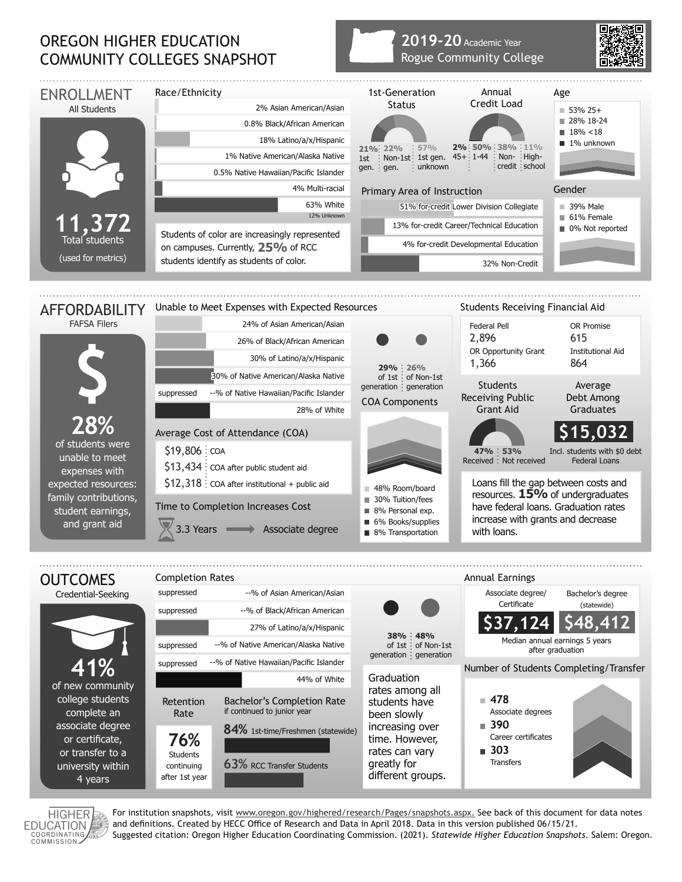# OREGON HIGHER EDUCATION COMMUNITY COLLEGES SNAPSHOT

**2019-20** Academic Year
Rogue Community College

## ENROLLMENT

All Students

**11,372**
Total students
(used for metrics)

### Race/Ethnicity

- 2% Asian American/Asian
- 0.8% Black/African American
- 18% Latino/a/x/Hispanic
- 1% Native American/Alaska Native
- 0.5% Native Hawaiian/Pacific Islander
- 4% Multi-racial
- 63% White
- 12% Unknown

Students of color are increasingly represented on campuses. Currently, **25%** of RCC students identify as students of color.

### 1st-Generation Status

| 21% | 22% | 57% |
|---|---|---|
| 1st gen. | Non-1st gen. | 1st gen. unknown |

### Annual Credit Load

| 2% | 50% | 38% | 11% |
|---|---|---|---|
| 45+ | 1-44 | Non-credit | High-school |

### Age

- 53% 25+
- 28% 18-24
- 18% <18
- 1% unknown

### Primary Area of Instruction

- 51% for-credit Lower Division Collegiate
- 13% for-credit Career/Technical Education
- 4% for-credit Developmental Education
- 32% Non-Credit

### Gender

- 39% Male
- 61% Female
- 0% Not reported

## AFFORDABILITY

FAFSA Filers

**28%**
of students were unable to meet expenses with expected resources: family contributions, student earnings, and grant aid

### Unable to Meet Expenses with Expected Resources

- 24% of Asian American/Asian
- 26% of Black/African American
- 30% of Latino/a/x/Hispanic
- 30% of Native American/Alaska Native
- suppressed --% of Native Hawaiian/Pacific Islander
- 28% of White

| 29% | 26% |
|---|---|
| of 1st generation | of Non-1st generation |

### Average Cost of Attendance (COA)

- $19,806 COA
- $13,434 COA after public student aid
- $12,318 COA after institutional + public aid

### Time to Completion Increases Cost

3.3 Years → Associate degree

### COA Components

- 48% Room/board
- 30% Tuition/fees
- 8% Personal exp.
- 6% Books/supplies
- 8% Transportation

### Students Receiving Financial Aid

| Federal Pell | OR Promise |
|---|---|
| 2,896 | 615 |
| **OR Opportunity Grant** | **Institutional Aid** |
| 1,366 | 864 |

### Students Receiving Public Grant Aid

| 47% | 53% |
|---|---|
| Received | Not received |

### Average Debt Among Graduates

**$15,032**
Incl. students with $0 debt Federal Loans

Loans fill the gap between costs and resources. **15%** of undergraduates have federal loans. Graduation rates increase with grants and decrease with loans.

## OUTCOMES

Credential-Seeking

**41%**
of new community college students complete an associate degree or certificate, or transfer to a university within 4 years

### Completion Rates

- suppressed --% of Asian American/Asian
- suppressed --% of Black/African American
- 27% of Latino/a/x/Hispanic
- suppressed --% of Native American/Alaska Native
- suppressed --% of Native Hawaiian/Pacific Islander
- 44% of White

| 38% | 48% |
|---|---|
| of 1st generation | of Non-1st generation |

Graduation rates among all students have been slowly increasing over time. However, rates can vary greatly for different groups.

### Retention Rate

**76%**
Students continuing after 1st year

### Bachelor's Completion Rate

if continued to junior year

- **84%** 1st-time/Freshmen (statewide)
- **63%** RCC Transfer Students

### Annual Earnings

| Associate degree/ Certificate | Bachelor's degree (statewide) |
|---|---|
| $37,124 | $48,412 |

Median annual earnings 5 years after graduation

### Number of Students Completing/Transfer

- **478** Associate degrees
- **390** Career certificates
- **303** Transfers

For institution snapshots, visit www.oregon.gov/highered/research/Pages/snapshots.aspx. See back of this document for data notes and definitions. Created by HECC Office of Research and Data in April 2018. Data in this version published 06/15/21.
Suggested citation: Oregon Higher Education Coordinating Commission. (2021). *Statewide Higher Education Snapshots*. Salem: Oregon.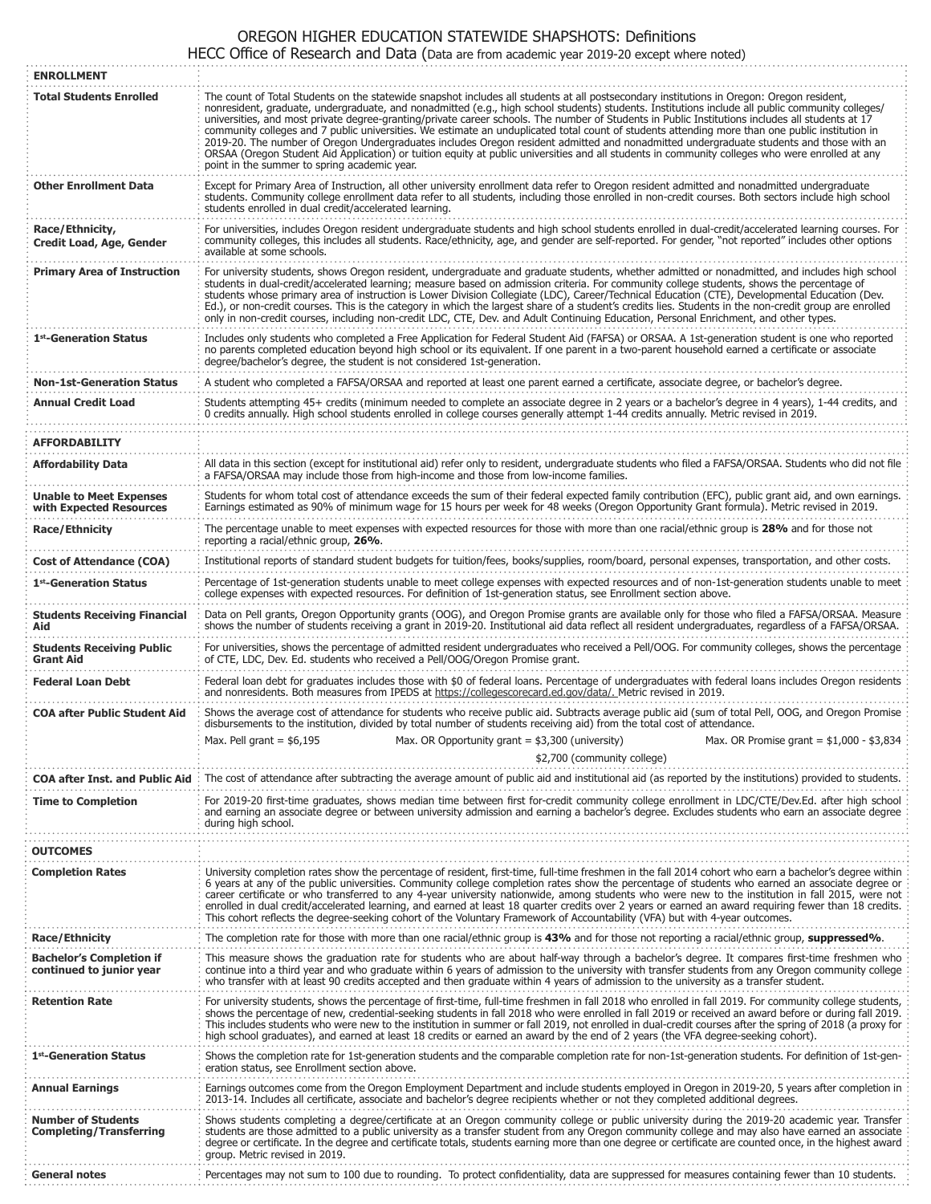# OREGON HIGHER EDUCATION STATEWIDE SHAPSHOTS: Definitions

## HECC Office of Research and Data (Data are from academic year 2019-20 except where noted)

| | |
|---|---|
| **ENROLLMENT** | |
| **Total Students Enrolled** | The count of Total Students on the statewide snapshot includes all students at all postsecondary institutions in Oregon: Oregon resident, nonresident, graduate, undergraduate, and nonadmitted (e.g., high school students) students. Institutions include all public community colleges/ universities, and most private degree-granting/private career schools. The number of Students in Public Institutions includes all students at 17 community colleges and 7 public universities. We estimate an unduplicated total count of students attending more than one public institution in 2019-20. The number of Oregon Undergraduates includes Oregon resident admitted and nonadmitted undergraduate students and those with an ORSAA (Oregon Student Aid Application) or tuition equity at public universities and all students in community colleges who were enrolled at any point in the summer to spring academic year. |
| **Other Enrollment Data** | Except for Primary Area of Instruction, all other university enrollment data refer to Oregon resident admitted and nonadmitted undergraduate students. Community college enrollment data refer to all students, including those enrolled in non-credit courses. Both sectors include high school students enrolled in dual credit/accelerated learning. |
| **Race/Ethnicity, Credit Load, Age, Gender** | For universities, includes Oregon resident undergraduate students and high school students enrolled in dual-credit/accelerated learning courses. For community colleges, this includes all students. Race/ethnicity, age, and gender are self-reported. For gender, "not reported" includes other options available at some schools. |
| **Primary Area of Instruction** | For university students, shows Oregon resident, undergraduate and graduate students, whether admitted or nonadmitted, and includes high school students in dual-credit/accelerated learning; measure based on admission criteria. For community college students, shows the percentage of students whose primary area of instruction is Lower Division Collegiate (LDC), Career/Technical Education (CTE), Developmental Education (Dev. Ed.), or non-credit courses. This is the category in which the largest share of a student's credits lies. Students in the non-credit group are enrolled only in non-credit courses, including non-credit LDC, CTE, Dev. and Adult Continuing Education, Personal Enrichment, and other types. |
| **1st-Generation Status** | Includes only students who completed a Free Application for Federal Student Aid (FAFSA) or ORSAA. A 1st-generation student is one who reported no parents completed education beyond high school or its equivalent. If one parent in a two-parent household earned a certificate or associate degree/bachelor's degree, the student is not considered 1st-generation. |
| **Non-1st-Generation Status** | A student who completed a FAFSA/ORSAA and reported at least one parent earned a certificate, associate degree, or bachelor's degree. |
| **Annual Credit Load** | Students attempting 45+ credits (minimum needed to complete an associate degree in 2 years or a bachelor's degree in 4 years), 1-44 credits, and 0 credits annually. High school students enrolled in college courses generally attempt 1-44 credits annually. Metric revised in 2019. |
| **AFFORDABILITY** | |
| **Affordability Data** | All data in this section (except for institutional aid) refer only to resident, undergraduate students who filed a FAFSA/ORSAA. Students who did not file a FAFSA/ORSAA may include those from high-income and those from low-income families. |
| **Unable to Meet Expenses with Expected Resources** | Students for whom total cost of attendance exceeds the sum of their federal expected family contribution (EFC), public grant aid, and own earnings. Earnings estimated as 90% of minimum wage for 15 hours per week for 48 weeks (Oregon Opportunity Grant formula). Metric revised in 2019. |
| **Race/Ethnicity** | The percentage unable to meet expenses with expected resources for those with more than one racial/ethnic group is **28%** and for those not reporting a racial/ethnic group, **26%**. |
| **Cost of Attendance (COA)** | Institutional reports of standard student budgets for tuition/fees, books/supplies, room/board, personal expenses, transportation, and other costs. |
| **1st-Generation Status** | Percentage of 1st-generation students unable to meet college expenses with expected resources and of non-1st-generation students unable to meet college expenses with expected resources. For definition of 1st-generation status, see Enrollment section above. |
| **Students Receiving Financial Aid** | Data on Pell grants, Oregon Opportunity grants (OOG), and Oregon Promise grants are available only for those who filed a FAFSA/ORSAA. Measure shows the number of students receiving a grant in 2019-20. Institutional aid data reflect all resident undergraduates, regardless of a FAFSA/ORSAA. |
| **Students Receiving Public Grant Aid** | For universities, shows the percentage of admitted resident undergraduates who received a Pell/OOG. For community colleges, shows the percentage of CTE, LDC, Dev. Ed. students who received a Pell/OOG/Oregon Promise grant. |
| **Federal Loan Debt** | Federal loan debt for graduates includes those with $0 of federal loans. Percentage of undergraduates with federal loans includes Oregon residents and nonresidents. Both measures from IPEDS at https://collegescorecard.ed.gov/data/. Metric revised in 2019. |
| **COA after Public Student Aid** | Shows the average cost of attendance for students who receive public aid. Subtracts average public aid (sum of total Pell, OOG, and Oregon Promise disbursements to the institution, divided by total number of students receiving aid) from the total cost of attendance. Max. Pell grant = $6,195; Max. OR Opportunity grant = $3,300 (university), $2,700 (community college); Max. OR Promise grant = $1,000 - $3,834 |
| **COA after Inst. and Public Aid** | The cost of attendance after subtracting the average amount of public aid and institutional aid (as reported by the institutions) provided to students. |
| **Time to Completion** | For 2019-20 first-time graduates, shows median time between first for-credit community college enrollment in LDC/CTE/Dev.Ed. after high school and earning an associate degree or between university admission and earning a bachelor's degree. Excludes students who earn an associate degree during high school. |
| **OUTCOMES** | |
| **Completion Rates** | University completion rates show the percentage of resident, first-time, full-time freshmen in the fall 2014 cohort who earn a bachelor's degree within 6 years at any of the public universities. Community college completion rates show the percentage of students who earned an associate degree or career certificate or who transferred to any 4-year university nationwide, among students who were new to the institution in fall 2015, were not enrolled in dual credit/accelerated learning, and earned at least 18 quarter credits over 2 years or earned an award requiring fewer than 18 credits. This cohort reflects the degree-seeking cohort of the Voluntary Framework of Accountability (VFA) but with 4-year outcomes. |
| **Race/Ethnicity** | The completion rate for those with more than one racial/ethnic group is **43%** and for those not reporting a racial/ethnic group, **suppressed%**. |
| **Bachelor's Completion if continued to junior year** | This measure shows the graduation rate for students who are about half-way through a bachelor's degree. It compares first-time freshmen who continue into a third year and who graduate within 6 years of admission to the university with transfer students from any Oregon community college who transfer with at least 90 credits accepted and then graduate within 4 years of admission to the university as a transfer student. |
| **Retention Rate** | For university students, shows the percentage of first-time, full-time freshmen in fall 2018 who enrolled in fall 2019. For community college students, shows the percentage of new, credential-seeking students in fall 2018 who were enrolled in fall 2019 or received an award before or during fall 2019. This includes students who were new to the institution in summer or fall 2019, not enrolled in dual-credit courses after the spring of 2018 (a proxy for high school graduates), and earned at least 18 credits or earned an award by the end of 2 years (the VFA degree-seeking cohort). |
| **1st-Generation Status** | Shows the completion rate for 1st-generation students and the comparable completion rate for non-1st-generation students. For definition of 1st-generation status, see Enrollment section above. |
| **Annual Earnings** | Earnings outcomes come from the Oregon Employment Department and include students employed in Oregon in 2019-20, 5 years after completion in 2013-14. Includes all certificate, associate and bachelor's degree recipients whether or not they completed additional degrees. |
| **Number of Students Completing/Transferring** | Shows students completing a degree/certificate at an Oregon community college or public university during the 2019-20 academic year. Transfer students are those admitted to a public university as a transfer student from any Oregon community college and may also have earned an associate degree or certificate. In the degree and certificate totals, students earning more than one degree or certificate are counted once, in the highest award group. Metric revised in 2019. |
| **General notes** | Percentages may not sum to 100 due to rounding. To protect confidentiality, data are suppressed for measures containing fewer than 10 students. |